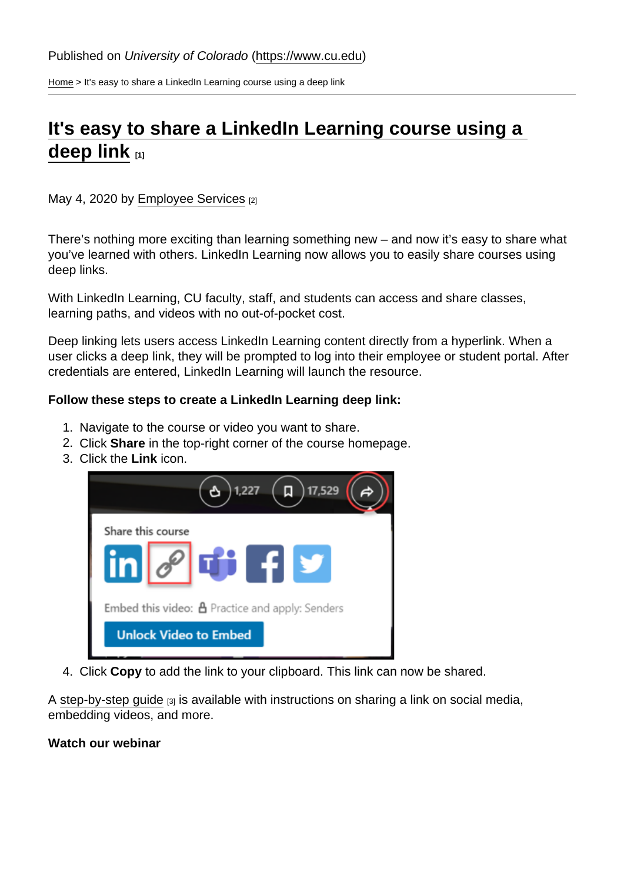Published on *University of Colorado* (https://www.cu.edu)

Home > It's easy to share a LinkedIn Learning course using a deep link

# It's easy to share a LinkedIn Learning course using a deep link [1]

May 4, 2020 by Employee Services [2]

There's nothing more exciting than learning something new – and now it's easy to share what you've learned with others. LinkedIn Learning now allows you to easily share courses using deep links.

With LinkedIn Learning, CU faculty, staff, and students can access and share classes, learning paths, and videos with no out-of-pocket cost.

Deep linking lets users access LinkedIn Learning content directly from a hyperlink. When a user clicks a deep link, they will be prompted to log into their employee or student portal. After credentials are entered, LinkedIn Learning will launch the resource.

**Follow these steps to create a LinkedIn Learning deep link:**

1. Navigate to the course or video you want to share.
2. Click **Share** in the top-right corner of the course homepage.
3. Click the **Link** icon.
4. Click **Copy** to add the link to your clipboard. This link can now be shared.

A step-by-step guide [3] is available with instructions on sharing a link on social media, embedding videos, and more.

**Watch our webinar**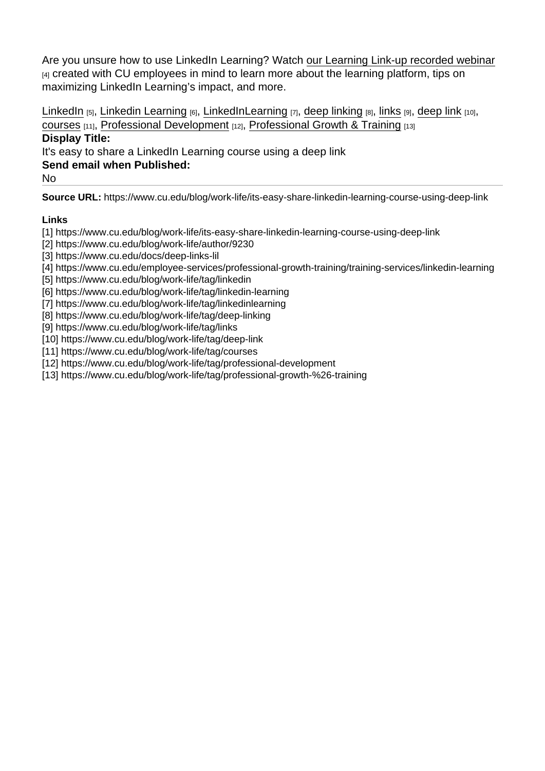Are you unsure how to use LinkedIn Learning? Watch our Learning Link-up recorded webinar [4] created with CU employees in mind to learn more about the learning platform, tips on maximizing LinkedIn Learning's impact, and more.

LinkedIn [5], Linkedin Learning [6], LinkedInLearning [7], deep linking [8], links [9], deep link [10], courses [11], Professional Development [12], Professional Growth & Training [13]

**Display Title:**
It's easy to share a LinkedIn Learning course using a deep link

**Send email when Published:**
No

---

**Source URL:** https://www.cu.edu/blog/work-life/its-easy-share-linkedin-learning-course-using-deep-link

**Links**
[1] https://www.cu.edu/blog/work-life/its-easy-share-linkedin-learning-course-using-deep-link
[2] https://www.cu.edu/blog/work-life/author/9230
[3] https://www.cu.edu/docs/deep-links-lil
[4] https://www.cu.edu/employee-services/professional-growth-training/training-services/linkedin-learning
[5] https://www.cu.edu/blog/work-life/tag/linkedin
[6] https://www.cu.edu/blog/work-life/tag/linkedin-learning
[7] https://www.cu.edu/blog/work-life/tag/linkedinlearning
[8] https://www.cu.edu/blog/work-life/tag/deep-linking
[9] https://www.cu.edu/blog/work-life/tag/links
[10] https://www.cu.edu/blog/work-life/tag/deep-link
[11] https://www.cu.edu/blog/work-life/tag/courses
[12] https://www.cu.edu/blog/work-life/tag/professional-development
[13] https://www.cu.edu/blog/work-life/tag/professional-growth-%26-training